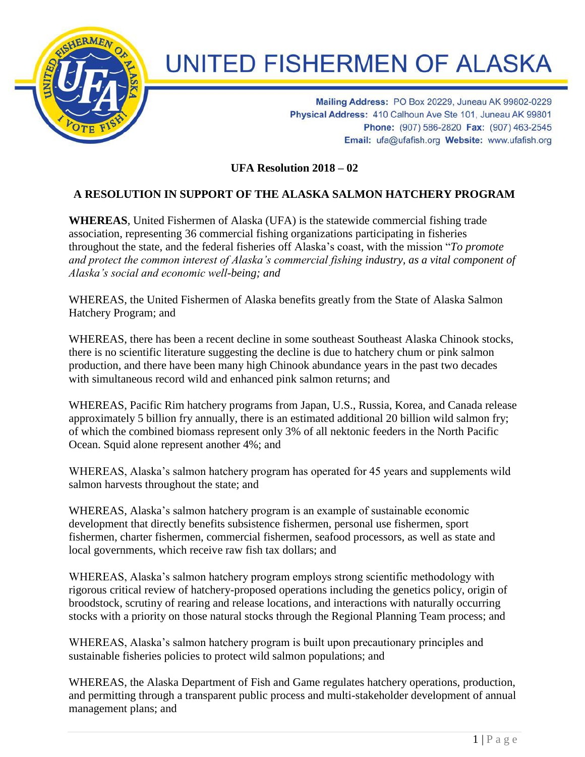# UNITED FISHERMEN OF ALASKA

**Mailing Address:** PO Box 20229, Juneau AK 99802-0229
**Physical Address:** 410 Calhoun Ave Ste 101, Juneau AK 99801
**Phone:** (907) 586-2820 **Fax:** (907) 463-2545
**Email:** ufa@ufafish.org **Website:** www.ufafish.org

## UFA Resolution 2018 – 02

## A RESOLUTION IN SUPPORT OF THE ALASKA SALMON HATCHERY PROGRAM

**WHEREAS**, United Fishermen of Alaska (UFA) is the statewide commercial fishing trade association, representing 36 commercial fishing organizations participating in fisheries throughout the state, and the federal fisheries off Alaska's coast, with the mission "*To promote and protect the common interest of Alaska's commercial fishing industry, as a vital component of Alaska's social and economic well-being; and*

WHEREAS, the United Fishermen of Alaska benefits greatly from the State of Alaska Salmon Hatchery Program; and

WHEREAS, there has been a recent decline in some southeast Southeast Alaska Chinook stocks, there is no scientific literature suggesting the decline is due to hatchery chum or pink salmon production, and there have been many high Chinook abundance years in the past two decades with simultaneous record wild and enhanced pink salmon returns; and

WHEREAS, Pacific Rim hatchery programs from Japan, U.S., Russia, Korea, and Canada release approximately 5 billion fry annually, there is an estimated additional 20 billion wild salmon fry; of which the combined biomass represent only 3% of all nektonic feeders in the North Pacific Ocean. Squid alone represent another 4%; and

WHEREAS, Alaska's salmon hatchery program has operated for 45 years and supplements wild salmon harvests throughout the state; and

WHEREAS, Alaska's salmon hatchery program is an example of sustainable economic development that directly benefits subsistence fishermen, personal use fishermen, sport fishermen, charter fishermen, commercial fishermen, seafood processors, as well as state and local governments, which receive raw fish tax dollars; and

WHEREAS, Alaska's salmon hatchery program employs strong scientific methodology with rigorous critical review of hatchery-proposed operations including the genetics policy, origin of broodstock, scrutiny of rearing and release locations, and interactions with naturally occurring stocks with a priority on those natural stocks through the Regional Planning Team process; and

WHEREAS, Alaska's salmon hatchery program is built upon precautionary principles and sustainable fisheries policies to protect wild salmon populations; and

WHEREAS, the Alaska Department of Fish and Game regulates hatchery operations, production, and permitting through a transparent public process and multi-stakeholder development of annual management plans; and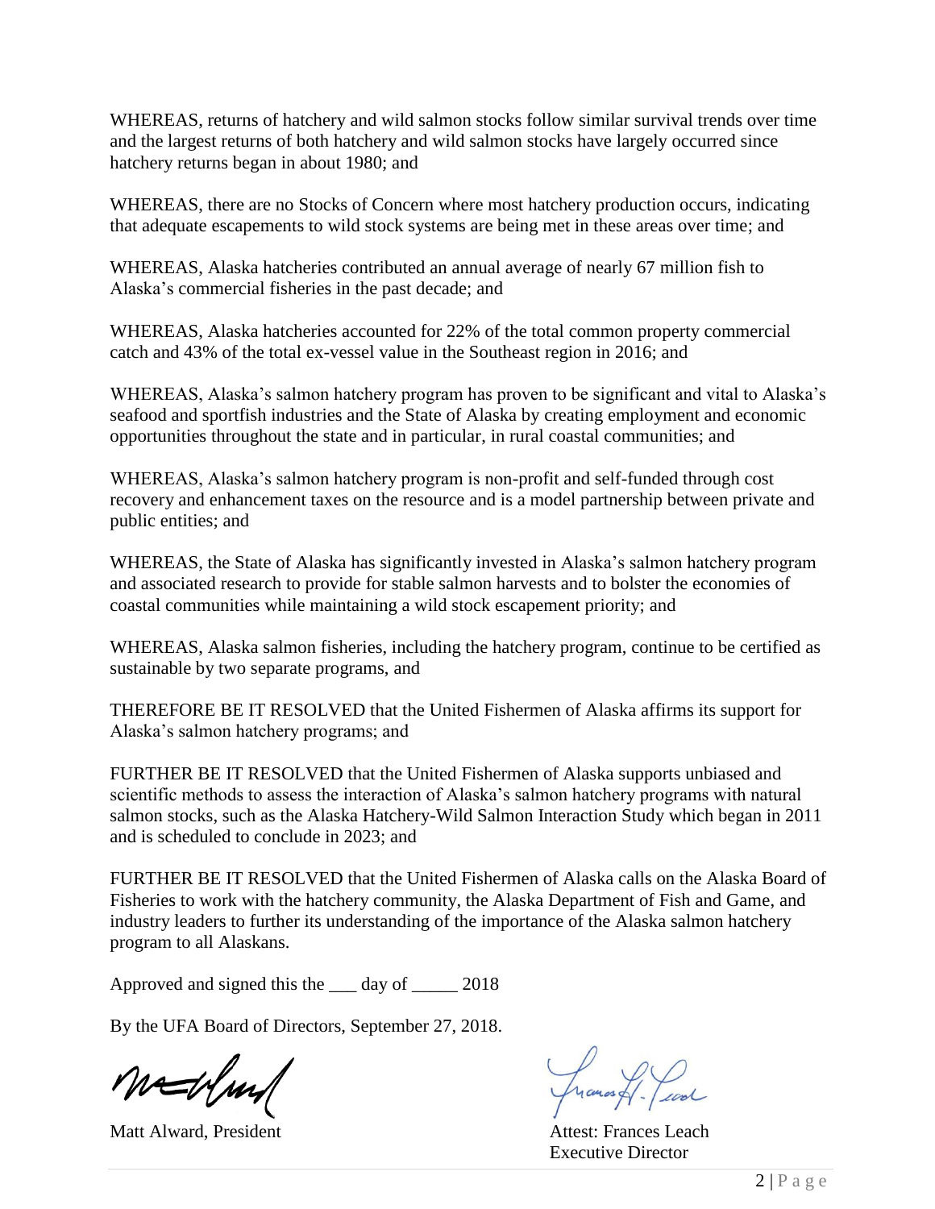WHEREAS, returns of hatchery and wild salmon stocks follow similar survival trends over time and the largest returns of both hatchery and wild salmon stocks have largely occurred since hatchery returns began in about 1980; and

WHEREAS, there are no Stocks of Concern where most hatchery production occurs, indicating that adequate escapements to wild stock systems are being met in these areas over time; and

WHEREAS, Alaska hatcheries contributed an annual average of nearly 67 million fish to Alaska's commercial fisheries in the past decade; and

WHEREAS, Alaska hatcheries accounted for 22% of the total common property commercial catch and 43% of the total ex-vessel value in the Southeast region in 2016; and

WHEREAS, Alaska's salmon hatchery program has proven to be significant and vital to Alaska's seafood and sportfish industries and the State of Alaska by creating employment and economic opportunities throughout the state and in particular, in rural coastal communities; and

WHEREAS, Alaska's salmon hatchery program is non-profit and self-funded through cost recovery and enhancement taxes on the resource and is a model partnership between private and public entities; and

WHEREAS, the State of Alaska has significantly invested in Alaska's salmon hatchery program and associated research to provide for stable salmon harvests and to bolster the economies of coastal communities while maintaining a wild stock escapement priority; and

WHEREAS, Alaska salmon fisheries, including the hatchery program, continue to be certified as sustainable by two separate programs, and

THEREFORE BE IT RESOLVED that the United Fishermen of Alaska affirms its support for Alaska's salmon hatchery programs; and

FURTHER BE IT RESOLVED that the United Fishermen of Alaska supports unbiased and scientific methods to assess the interaction of Alaska's salmon hatchery programs with natural salmon stocks, such as the Alaska Hatchery-Wild Salmon Interaction Study which began in 2011 and is scheduled to conclude in 2023; and

FURTHER BE IT RESOLVED that the United Fishermen of Alaska calls on the Alaska Board of Fisheries to work with the hatchery community, the Alaska Department of Fish and Game, and industry leaders to further its understanding of the importance of the Alaska salmon hatchery program to all Alaskans.

Approved and signed this the \_\_\_ day of \_\_\_\_\_ 2018

By the UFA Board of Directors, September 27, 2018.

Matt Alward, President

Attest: Frances Leach
Executive Director